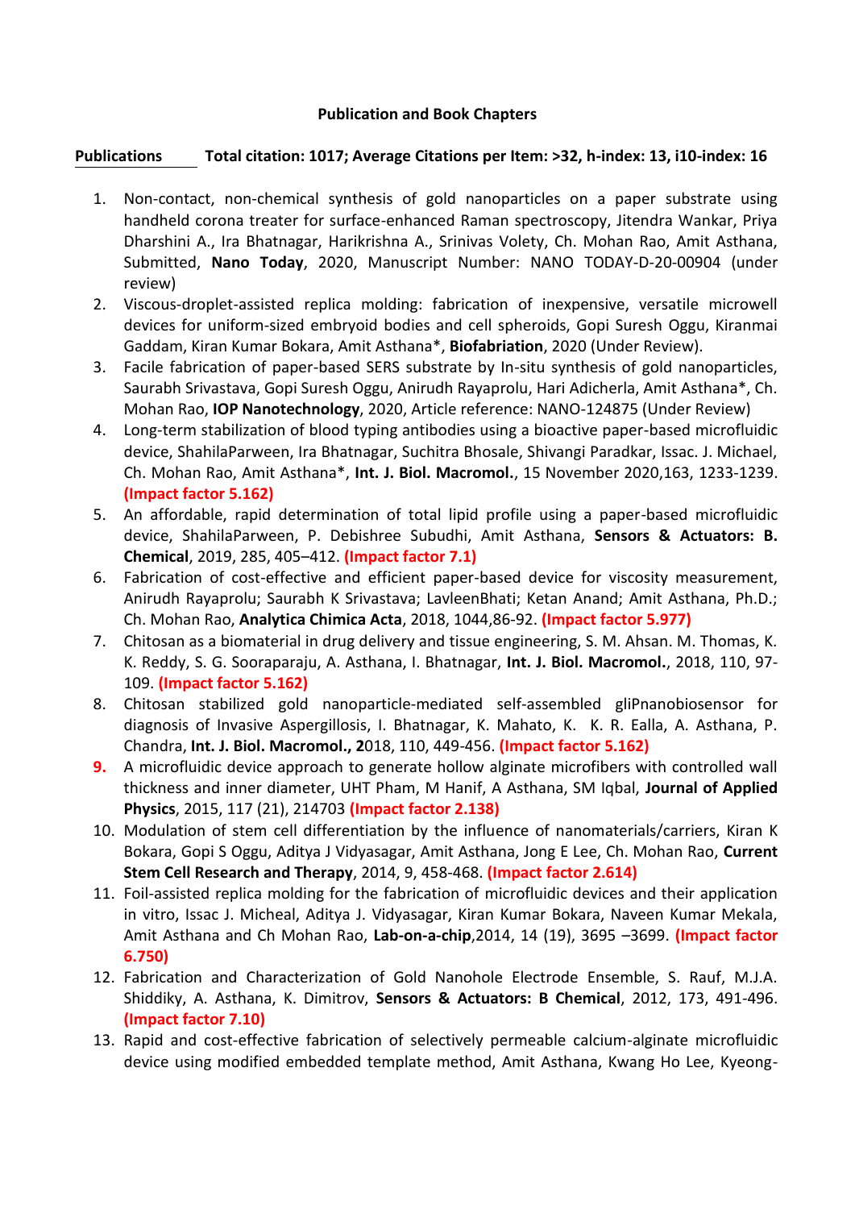**Publication and Book Chapters**

**Publications** **Total citation: 1017; Average Citations per Item: >32, h-index: 13, i10-index: 16**

1. Non-contact, non-chemical synthesis of gold nanoparticles on a paper substrate using handheld corona treater for surface-enhanced Raman spectroscopy, Jitendra Wankar, Priya Dharshini A., Ira Bhatnagar, Harikrishna A., Srinivas Volety, Ch. Mohan Rao, Amit Asthana, Submitted, **Nano Today**, 2020, Manuscript Number: NANO TODAY-D-20-00904 (under review)
2. Viscous-droplet-assisted replica molding: fabrication of inexpensive, versatile microwell devices for uniform-sized embryoid bodies and cell spheroids, Gopi Suresh Oggu, Kiranmai Gaddam, Kiran Kumar Bokara, Amit Asthana*, **Biofabriation**, 2020 (Under Review).
3. Facile fabrication of paper-based SERS substrate by In-situ synthesis of gold nanoparticles, Saurabh Srivastava, Gopi Suresh Oggu, Anirudh Rayaprolu, Hari Adicherla, Amit Asthana*, Ch. Mohan Rao, **IOP Nanotechnology**, 2020, Article reference: NANO-124875 (Under Review)
4. Long-term stabilization of blood typing antibodies using a bioactive paper-based microfluidic device, ShahilaParween, Ira Bhatnagar, Suchitra Bhosale, Shivangi Paradkar, Issac. J. Michael, Ch. Mohan Rao, Amit Asthana*, **Int. J. Biol. Macromol.**, 15 November 2020,163, 1233-1239. **(Impact factor 5.162)**
5. An affordable, rapid determination of total lipid profile using a paper-based microfluidic device, ShahilaParween, P. Debishree Subudhi, Amit Asthana, **Sensors & Actuators: B. Chemical**, 2019, 285, 405–412. **(Impact factor 7.1)**
6. Fabrication of cost-effective and efficient paper-based device for viscosity measurement, Anirudh Rayaprolu; Saurabh K Srivastava; LavleenBhati; Ketan Anand; Amit Asthana, Ph.D.; Ch. Mohan Rao, **Analytica Chimica Acta**, 2018, 1044,86-92. **(Impact factor 5.977)**
7. Chitosan as a biomaterial in drug delivery and tissue engineering, S. M. Ahsan. M. Thomas, K. K. Reddy, S. G. Sooraparaju, A. Asthana, I. Bhatnagar, **Int. J. Biol. Macromol.**, 2018, 110, 97-109. **(Impact factor 5.162)**
8. Chitosan stabilized gold nanoparticle-mediated self-assembled gliPnanobiosensor for diagnosis of Invasive Aspergillosis, I. Bhatnagar, K. Mahato, K. K. R. Ealla, A. Asthana, P. Chandra, **Int. J. Biol. Macromol., 2**018, 110, 449-456. **(Impact factor 5.162)**
9. A microfluidic device approach to generate hollow alginate microfibers with controlled wall thickness and inner diameter, UHT Pham, M Hanif, A Asthana, SM Iqbal, **Journal of Applied Physics**, 2015, 117 (21), 214703 **(Impact factor 2.138)**
10. Modulation of stem cell differentiation by the influence of nanomaterials/carriers, Kiran K Bokara, Gopi S Oggu, Aditya J Vidyasagar, Amit Asthana, Jong E Lee, Ch. Mohan Rao, **Current Stem Cell Research and Therapy**, 2014, 9, 458-468. **(Impact factor 2.614)**
11. Foil-assisted replica molding for the fabrication of microfluidic devices and their application in vitro, Issac J. Micheal, Aditya J. Vidyasagar, Kiran Kumar Bokara, Naveen Kumar Mekala, Amit Asthana and Ch Mohan Rao, **Lab-on-a-chip**,2014, 14 (19), 3695 –3699. **(Impact factor 6.750)**
12. Fabrication and Characterization of Gold Nanohole Electrode Ensemble, S. Rauf, M.J.A. Shiddiky, A. Asthana, K. Dimitrov, **Sensors & Actuators: B Chemical**, 2012, 173, 491-496. **(Impact factor 7.10)**
13. Rapid and cost-effective fabrication of selectively permeable calcium-alginate microfluidic device using modified embedded template method, Amit Asthana, Kwang Ho Lee, Kyeong-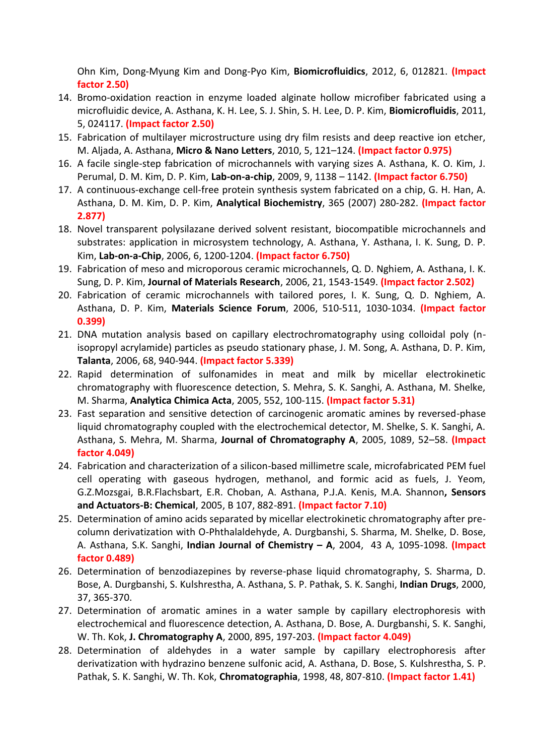Ohn Kim, Dong-Myung Kim and Dong-Pyo Kim, **Biomicrofluidics**, 2012, 6, 012821. **(Impact factor 2.50)**

14. Bromo-oxidation reaction in enzyme loaded alginate hollow microfiber fabricated using a microfluidic device, A. Asthana, K. H. Lee, S. J. Shin, S. H. Lee, D. P. Kim, **Biomicrofluidis**, 2011, 5, 024117. **(Impact factor 2.50)**
15. Fabrication of multilayer microstructure using dry film resists and deep reactive ion etcher, M. Aljada, A. Asthana, **Micro & Nano Letters**, 2010, 5, 121–124. **(Impact factor 0.975)**
16. A facile single-step fabrication of microchannels with varying sizes A. Asthana, K. O. Kim, J. Perumal, D. M. Kim, D. P. Kim, **Lab-on-a-chip**, 2009, 9, 1138 – 1142. **(Impact factor 6.750)**
17. A continuous-exchange cell-free protein synthesis system fabricated on a chip, G. H. Han, A. Asthana, D. M. Kim, D. P. Kim, **Analytical Biochemistry**, 365 (2007) 280-282. **(Impact factor 2.877)**
18. Novel transparent polysilazane derived solvent resistant, biocompatible microchannels and substrates: application in microsystem technology, A. Asthana, Y. Asthana, I. K. Sung, D. P. Kim, **Lab-on-a-Chip**, 2006, 6, 1200-1204. **(Impact factor 6.750)**
19. Fabrication of meso and microporous ceramic microchannels, Q. D. Nghiem, A. Asthana, I. K. Sung, D. P. Kim, **Journal of Materials Research**, 2006, 21, 1543-1549. **(Impact factor 2.502)**
20. Fabrication of ceramic microchannels with tailored pores, I. K. Sung, Q. D. Nghiem, A. Asthana, D. P. Kim, **Materials Science Forum**, 2006, 510-511, 1030-1034. **(Impact factor 0.399)**
21. DNA mutation analysis based on capillary electrochromatography using colloidal poly (n-isopropyl acrylamide) particles as pseudo stationary phase, J. M. Song, A. Asthana, D. P. Kim, **Talanta**, 2006, 68, 940-944. **(Impact factor 5.339)**
22. Rapid determination of sulfonamides in meat and milk by micellar electrokinetic chromatography with fluorescence detection, S. Mehra, S. K. Sanghi, A. Asthana, M. Shelke, M. Sharma, **Analytica Chimica Acta**, 2005, 552, 100-115. **(Impact factor 5.31)**
23. Fast separation and sensitive detection of carcinogenic aromatic amines by reversed-phase liquid chromatography coupled with the electrochemical detector, M. Shelke, S. K. Sanghi, A. Asthana, S. Mehra, M. Sharma, **Journal of Chromatography A**, 2005, 1089, 52–58. **(Impact factor 4.049)**
24. Fabrication and characterization of a silicon-based millimetre scale, microfabricated PEM fuel cell operating with gaseous hydrogen, methanol, and formic acid as fuels, J. Yeom, G.Z.Mozsgai, B.R.Flachsbart, E.R. Choban, A. Asthana, P.J.A. Kenis, M.A. Shannon**, Sensors and Actuators-B: Chemical**, 2005, B 107, 882-891. **(Impact factor 7.10)**
25. Determination of amino acids separated by micellar electrokinetic chromatography after pre-column derivatization with O-Phthalaldehyde, A. Durgbanshi, S. Sharma, M. Shelke, D. Bose, A. Asthana, S.K. Sanghi, **Indian Journal of Chemistry – A**, 2004, 43 A, 1095-1098. **(Impact factor 0.489)**
26. Determination of benzodiazepines by reverse-phase liquid chromatography, S. Sharma, D. Bose, A. Durgbanshi, S. Kulshrestha, A. Asthana, S. P. Pathak, S. K. Sanghi, **Indian Drugs**, 2000, 37, 365-370.
27. Determination of aromatic amines in a water sample by capillary electrophoresis with electrochemical and fluorescence detection, A. Asthana, D. Bose, A. Durgbanshi, S. K. Sanghi, W. Th. Kok, **J. Chromatography A**, 2000, 895, 197-203. **(Impact factor 4.049)**
28. Determination of aldehydes in a water sample by capillary electrophoresis after derivatization with hydrazino benzene sulfonic acid, A. Asthana, D. Bose, S. Kulshrestha, S. P. Pathak, S. K. Sanghi, W. Th. Kok, **Chromatographia**, 1998, 48, 807-810. **(Impact factor 1.41)**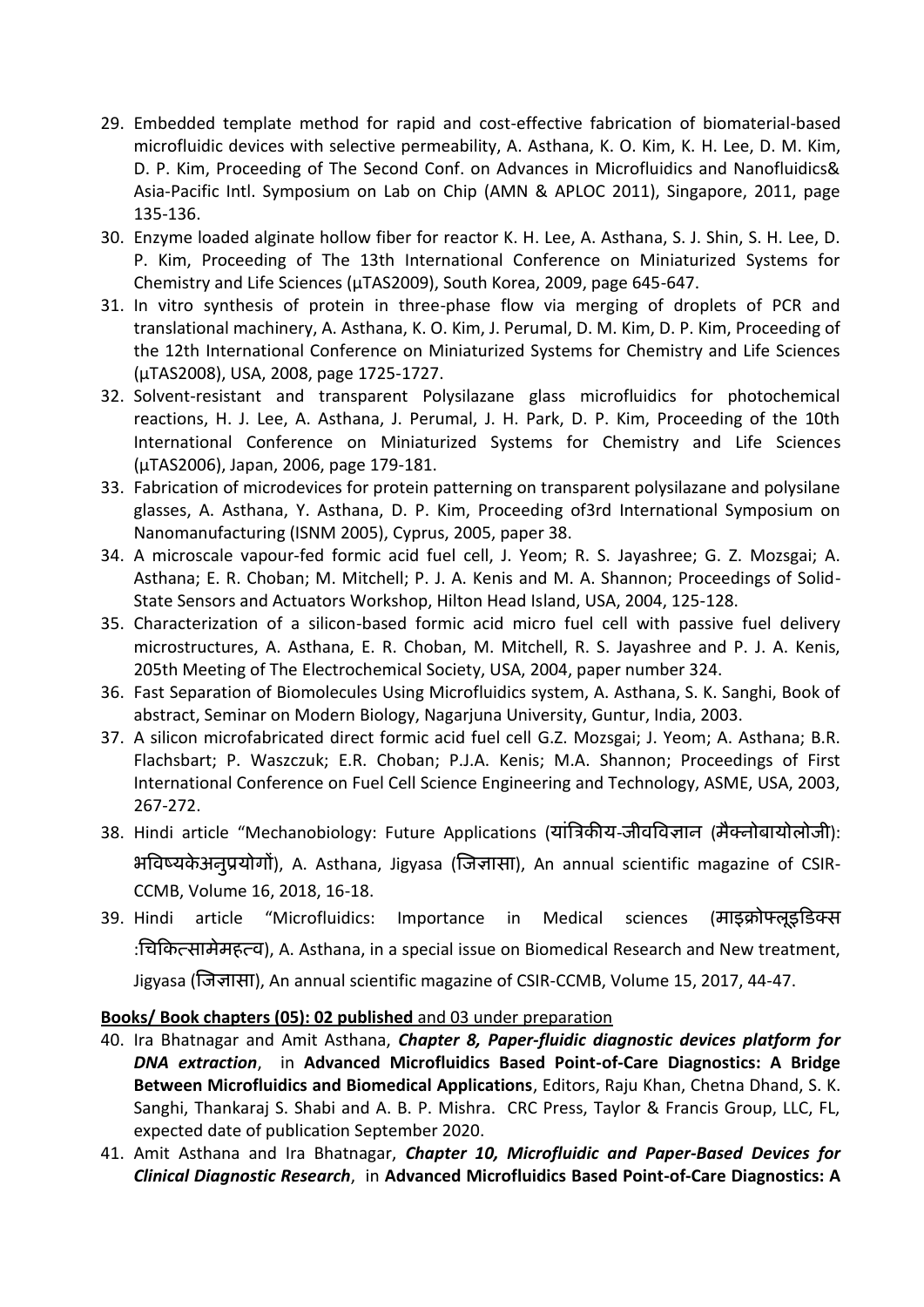29. Embedded template method for rapid and cost-effective fabrication of biomaterial-based microfluidic devices with selective permeability, A. Asthana, K. O. Kim, K. H. Lee, D. M. Kim, D. P. Kim, Proceeding of The Second Conf. on Advances in Microfluidics and Nanofluidics& Asia-Pacific Intl. Symposium on Lab on Chip (AMN & APLOC 2011), Singapore, 2011, page 135-136.
30. Enzyme loaded alginate hollow fiber for reactor K. H. Lee, A. Asthana, S. J. Shin, S. H. Lee, D. P. Kim, Proceeding of The 13th International Conference on Miniaturized Systems for Chemistry and Life Sciences (µTAS2009), South Korea, 2009, page 645-647.
31. In vitro synthesis of protein in three-phase flow via merging of droplets of PCR and translational machinery, A. Asthana, K. O. Kim, J. Perumal, D. M. Kim, D. P. Kim, Proceeding of the 12th International Conference on Miniaturized Systems for Chemistry and Life Sciences (µTAS2008), USA, 2008, page 1725-1727.
32. Solvent-resistant and transparent Polysilazane glass microfluidics for photochemical reactions, H. J. Lee, A. Asthana, J. Perumal, J. H. Park, D. P. Kim, Proceeding of the 10th International Conference on Miniaturized Systems for Chemistry and Life Sciences (µTAS2006), Japan, 2006, page 179-181.
33. Fabrication of microdevices for protein patterning on transparent polysilazane and polysilane glasses, A. Asthana, Y. Asthana, D. P. Kim, Proceeding of3rd International Symposium on Nanomanufacturing (ISNM 2005), Cyprus, 2005, paper 38.
34. A microscale vapour-fed formic acid fuel cell, J. Yeom; R. S. Jayashree; G. Z. Mozsgai; A. Asthana; E. R. Choban; M. Mitchell; P. J. A. Kenis and M. A. Shannon; Proceedings of Solid-State Sensors and Actuators Workshop, Hilton Head Island, USA, 2004, 125-128.
35. Characterization of a silicon-based formic acid micro fuel cell with passive fuel delivery microstructures, A. Asthana, E. R. Choban, M. Mitchell, R. S. Jayashree and P. J. A. Kenis, 205th Meeting of The Electrochemical Society, USA, 2004, paper number 324.
36. Fast Separation of Biomolecules Using Microfluidics system, A. Asthana, S. K. Sanghi, Book of abstract, Seminar on Modern Biology, Nagarjuna University, Guntur, India, 2003.
37. A silicon microfabricated direct formic acid fuel cell G.Z. Mozsgai; J. Yeom; A. Asthana; B.R. Flachsbart; P. Waszczuk; E.R. Choban; P.J.A. Kenis; M.A. Shannon; Proceedings of First International Conference on Fuel Cell Science Engineering and Technology, ASME, USA, 2003, 267-272.
38. Hindi article "Mechanobiology: Future Applications (यांत्रिकीय-जीवविज्ञान (मैक्नोबायोलोजी): भविष्यकेअनुप्रयोगों), A. Asthana, Jigyasa (जिज्ञासा), An annual scientific magazine of CSIR-CCMB, Volume 16, 2018, 16-18.
39. Hindi article "Microfluidics: Importance in Medical sciences (माइक्रोफ्लूइडिक्स :चिकित्सामेमहत्व), A. Asthana, in a special issue on Biomedical Research and New treatment, Jigyasa (जिज्ञासा), An annual scientific magazine of CSIR-CCMB, Volume 15, 2017, 44-47.

**Books/ Book chapters (05): 02 published** and 03 under preparation

40. Ira Bhatnagar and Amit Asthana, ***Chapter 8, Paper-fluidic diagnostic devices platform for DNA extraction***, in **Advanced Microfluidics Based Point-of-Care Diagnostics: A Bridge Between Microfluidics and Biomedical Applications**, Editors, Raju Khan, Chetna Dhand, S. K. Sanghi, Thankaraj S. Shabi and A. B. P. Mishra. CRC Press, Taylor & Francis Group, LLC, FL, expected date of publication September 2020.
41. Amit Asthana and Ira Bhatnagar, ***Chapter 10, Microfluidic and Paper-Based Devices for Clinical Diagnostic Research***, in **Advanced Microfluidics Based Point-of-Care Diagnostics: A**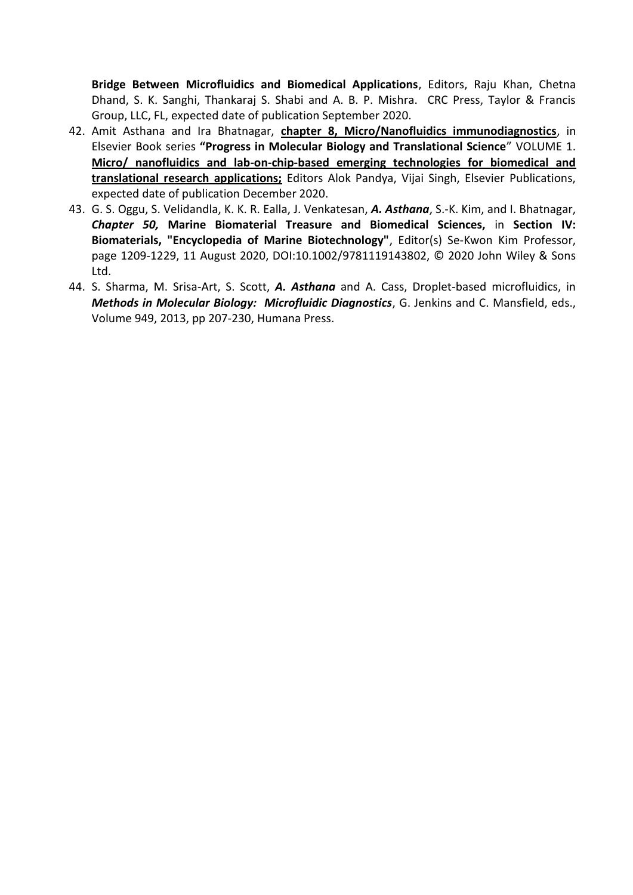**Bridge Between Microfluidics and Biomedical Applications**, Editors, Raju Khan, Chetna Dhand, S. K. Sanghi, Thankaraj S. Shabi and A. B. P. Mishra. CRC Press, Taylor & Francis Group, LLC, FL, expected date of publication September 2020.

42. Amit Asthana and Ira Bhatnagar, **chapter 8, Micro/Nanofluidics immunodiagnostics**, in Elsevier Book series **"Progress in Molecular Biology and Translational Science**" VOLUME 1. **Micro/ nanofluidics and lab-on-chip-based emerging technologies for biomedical and translational research applications;** Editors Alok Pandya, Vijai Singh, Elsevier Publications, expected date of publication December 2020.
43. G. S. Oggu, S. Velidandla, K. K. R. Ealla, J. Venkatesan, ***A. Asthana***, S.-K. Kim, and I. Bhatnagar, ***Chapter 50,*** **Marine Biomaterial Treasure and Biomedical Sciences,** in **Section IV: Biomaterials, "Encyclopedia of Marine Biotechnology"**, Editor(s) Se-Kwon Kim Professor, page 1209-1229, 11 August 2020, DOI:10.1002/9781119143802, © 2020 John Wiley & Sons Ltd.
44. S. Sharma, M. Srisa-Art, S. Scott, ***A. Asthana*** and A. Cass, Droplet-based microfluidics, in ***Methods in Molecular Biology: Microfluidic Diagnostics***, G. Jenkins and C. Mansfield, eds., Volume 949, 2013, pp 207-230, Humana Press.